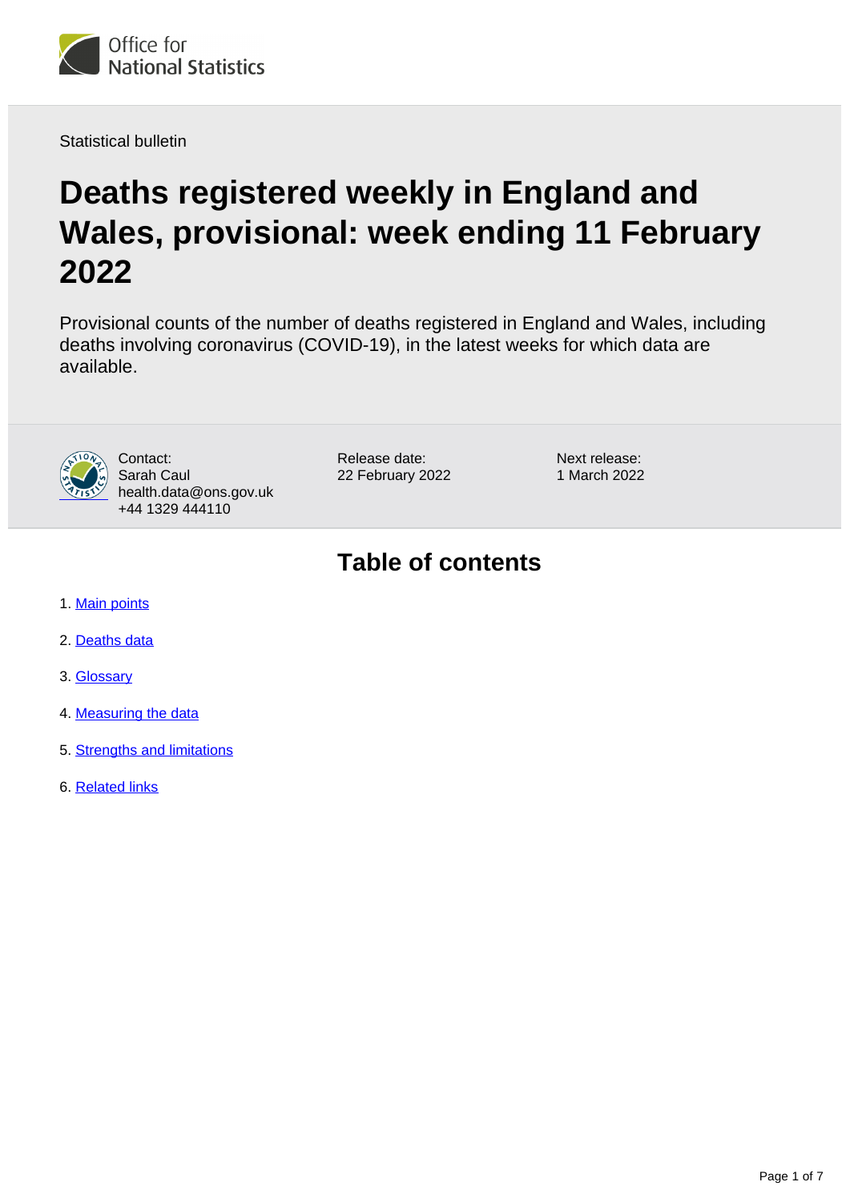Statistical bulletin

# Deaths registered weekly in England and Wales, provisional: week ending 11 February 2022

Provisional counts of the number of deaths registered in England and Wales, including deaths involving coronavirus (COVID-19), in the latest weeks for which data are available.

Contact:
Sarah Caul
health.data@ons.gov.uk
+44 1329 444110

Release date:
22 February 2022

Next release:
1 March 2022

## Table of contents

1. Main points
2. Deaths data
3. Glossary
4. Measuring the data
5. Strengths and limitations
6. Related links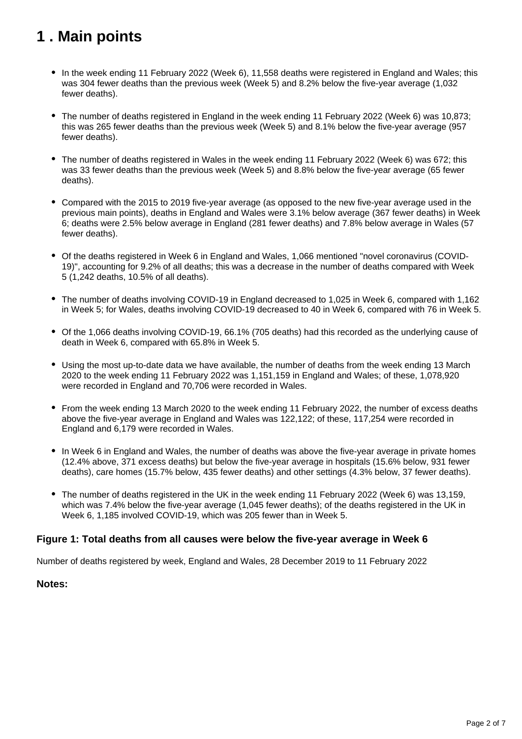# 1 . Main points

- In the week ending 11 February 2022 (Week 6), 11,558 deaths were registered in England and Wales; this was 304 fewer deaths than the previous week (Week 5) and 8.2% below the five-year average (1,032 fewer deaths).

- The number of deaths registered in England in the week ending 11 February 2022 (Week 6) was 10,873; this was 265 fewer deaths than the previous week (Week 5) and 8.1% below the five-year average (957 fewer deaths).

- The number of deaths registered in Wales in the week ending 11 February 2022 (Week 6) was 672; this was 33 fewer deaths than the previous week (Week 5) and 8.8% below the five-year average (65 fewer deaths).

- Compared with the 2015 to 2019 five-year average (as opposed to the new five-year average used in the previous main points), deaths in England and Wales were 3.1% below average (367 fewer deaths) in Week 6; deaths were 2.5% below average in England (281 fewer deaths) and 7.8% below average in Wales (57 fewer deaths).

- Of the deaths registered in Week 6 in England and Wales, 1,066 mentioned "novel coronavirus (COVID-19)", accounting for 9.2% of all deaths; this was a decrease in the number of deaths compared with Week 5 (1,242 deaths, 10.5% of all deaths).

- The number of deaths involving COVID-19 in England decreased to 1,025 in Week 6, compared with 1,162 in Week 5; for Wales, deaths involving COVID-19 decreased to 40 in Week 6, compared with 76 in Week 5.

- Of the 1,066 deaths involving COVID-19, 66.1% (705 deaths) had this recorded as the underlying cause of death in Week 6, compared with 65.8% in Week 5.

- Using the most up-to-date data we have available, the number of deaths from the week ending 13 March 2020 to the week ending 11 February 2022 was 1,151,159 in England and Wales; of these, 1,078,920 were recorded in England and 70,706 were recorded in Wales.

- From the week ending 13 March 2020 to the week ending 11 February 2022, the number of excess deaths above the five-year average in England and Wales was 122,122; of these, 117,254 were recorded in England and 6,179 were recorded in Wales.

- In Week 6 in England and Wales, the number of deaths was above the five-year average in private homes (12.4% above, 371 excess deaths) but below the five-year average in hospitals (15.6% below, 931 fewer deaths), care homes (15.7% below, 435 fewer deaths) and other settings (4.3% below, 37 fewer deaths).

- The number of deaths registered in the UK in the week ending 11 February 2022 (Week 6) was 13,159, which was 7.4% below the five-year average (1,045 fewer deaths); of the deaths registered in the UK in Week 6, 1,185 involved COVID-19, which was 205 fewer than in Week 5.

### Figure 1: Total deaths from all causes were below the five-year average in Week 6

Number of deaths registered by week, England and Wales, 28 December 2019 to 11 February 2022

**Notes:**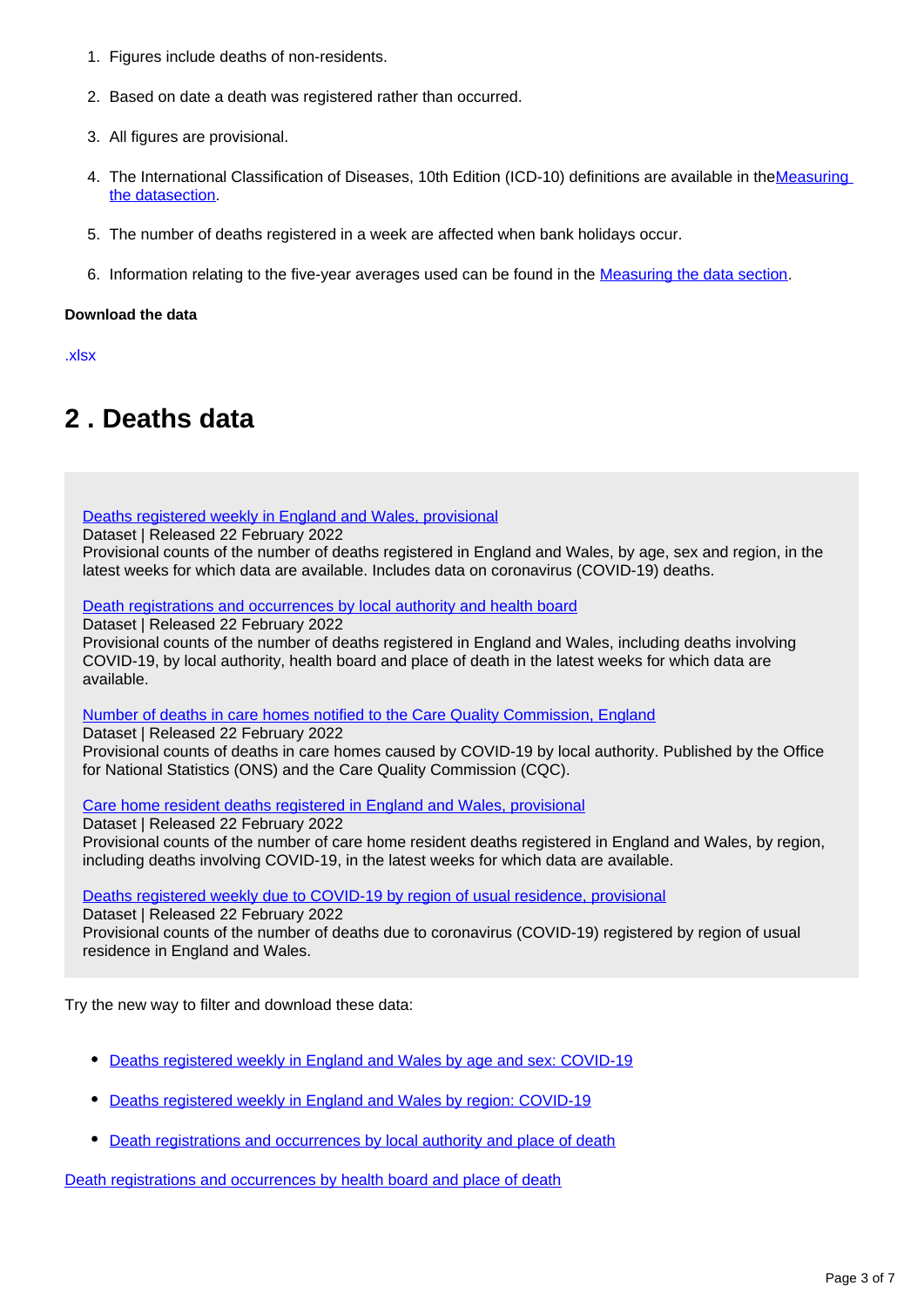1. Figures include deaths of non-residents.

2. Based on date a death was registered rather than occurred.

3. All figures are provisional.

4. The International Classification of Diseases, 10th Edition (ICD-10) definitions are available in theMeasuring the datasection.

5. The number of deaths registered in a week are affected when bank holidays occur.

6. Information relating to the five-year averages used can be found in the Measuring the data section.

**Download the data**

.xlsx

## 2 . Deaths data

Deaths registered weekly in England and Wales, provisional
Dataset | Released 22 February 2022
Provisional counts of the number of deaths registered in England and Wales, by age, sex and region, in the latest weeks for which data are available. Includes data on coronavirus (COVID-19) deaths.

Death registrations and occurrences by local authority and health board
Dataset | Released 22 February 2022
Provisional counts of the number of deaths registered in England and Wales, including deaths involving COVID-19, by local authority, health board and place of death in the latest weeks for which data are available.

Number of deaths in care homes notified to the Care Quality Commission, England
Dataset | Released 22 February 2022
Provisional counts of deaths in care homes caused by COVID-19 by local authority. Published by the Office for National Statistics (ONS) and the Care Quality Commission (CQC).

Care home resident deaths registered in England and Wales, provisional
Dataset | Released 22 February 2022
Provisional counts of the number of care home resident deaths registered in England and Wales, by region, including deaths involving COVID-19, in the latest weeks for which data are available.

Deaths registered weekly due to COVID-19 by region of usual residence, provisional
Dataset | Released 22 February 2022
Provisional counts of the number of deaths due to coronavirus (COVID-19) registered by region of usual residence in England and Wales.

Try the new way to filter and download these data:

- Deaths registered weekly in England and Wales by age and sex: COVID-19
- Deaths registered weekly in England and Wales by region: COVID-19
- Death registrations and occurrences by local authority and place of death

Death registrations and occurrences by health board and place of death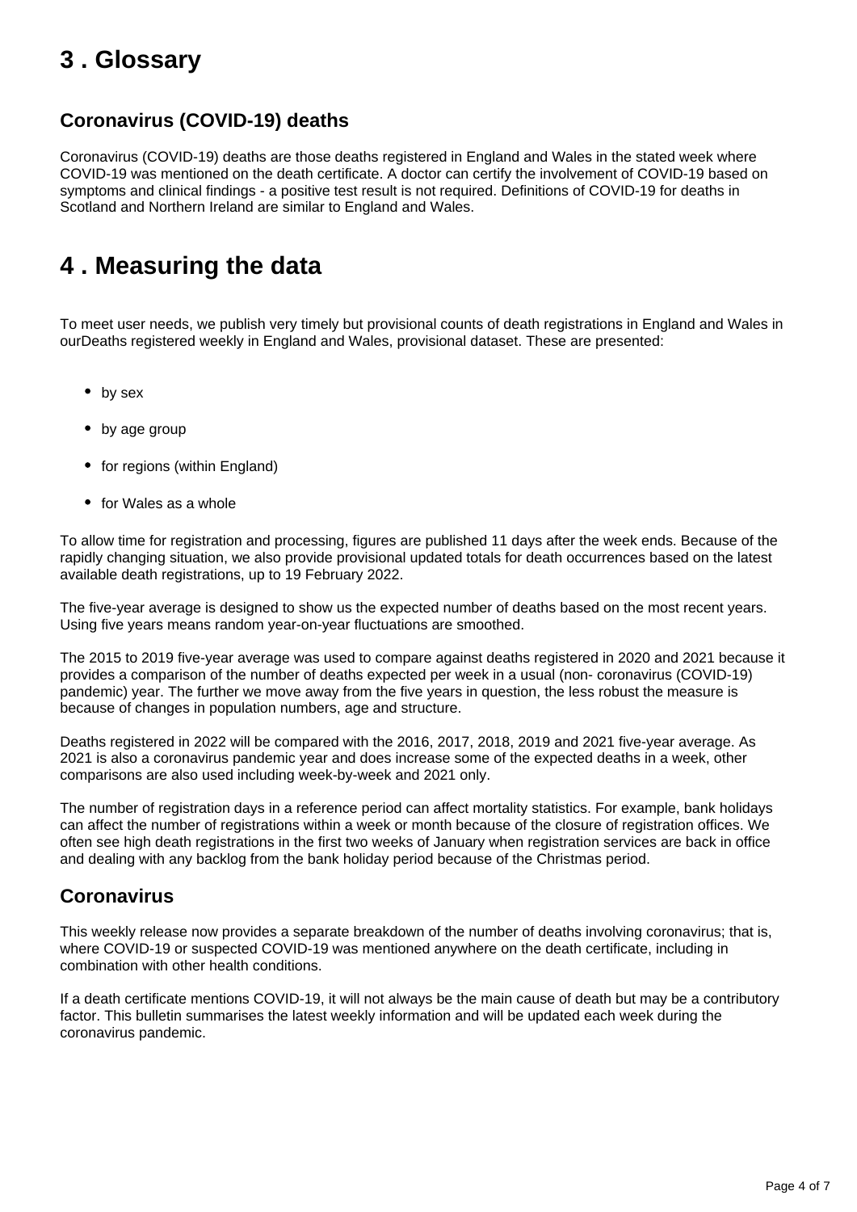## 3 . Glossary

### Coronavirus (COVID-19) deaths

Coronavirus (COVID-19) deaths are those deaths registered in England and Wales in the stated week where COVID-19 was mentioned on the death certificate. A doctor can certify the involvement of COVID-19 based on symptoms and clinical findings - a positive test result is not required. Definitions of COVID-19 for deaths in Scotland and Northern Ireland are similar to England and Wales.

## 4 . Measuring the data

To meet user needs, we publish very timely but provisional counts of death registrations in England and Wales in ourDeaths registered weekly in England and Wales, provisional dataset. These are presented:

- by sex
- by age group
- for regions (within England)
- for Wales as a whole

To allow time for registration and processing, figures are published 11 days after the week ends. Because of the rapidly changing situation, we also provide provisional updated totals for death occurrences based on the latest available death registrations, up to 19 February 2022.

The five-year average is designed to show us the expected number of deaths based on the most recent years. Using five years means random year-on-year fluctuations are smoothed.

The 2015 to 2019 five-year average was used to compare against deaths registered in 2020 and 2021 because it provides a comparison of the number of deaths expected per week in a usual (non- coronavirus (COVID-19) pandemic) year. The further we move away from the five years in question, the less robust the measure is because of changes in population numbers, age and structure.

Deaths registered in 2022 will be compared with the 2016, 2017, 2018, 2019 and 2021 five-year average. As 2021 is also a coronavirus pandemic year and does increase some of the expected deaths in a week, other comparisons are also used including week-by-week and 2021 only.

The number of registration days in a reference period can affect mortality statistics. For example, bank holidays can affect the number of registrations within a week or month because of the closure of registration offices. We often see high death registrations in the first two weeks of January when registration services are back in office and dealing with any backlog from the bank holiday period because of the Christmas period.

### Coronavirus

This weekly release now provides a separate breakdown of the number of deaths involving coronavirus; that is, where COVID-19 or suspected COVID-19 was mentioned anywhere on the death certificate, including in combination with other health conditions.

If a death certificate mentions COVID-19, it will not always be the main cause of death but may be a contributory factor. This bulletin summarises the latest weekly information and will be updated each week during the coronavirus pandemic.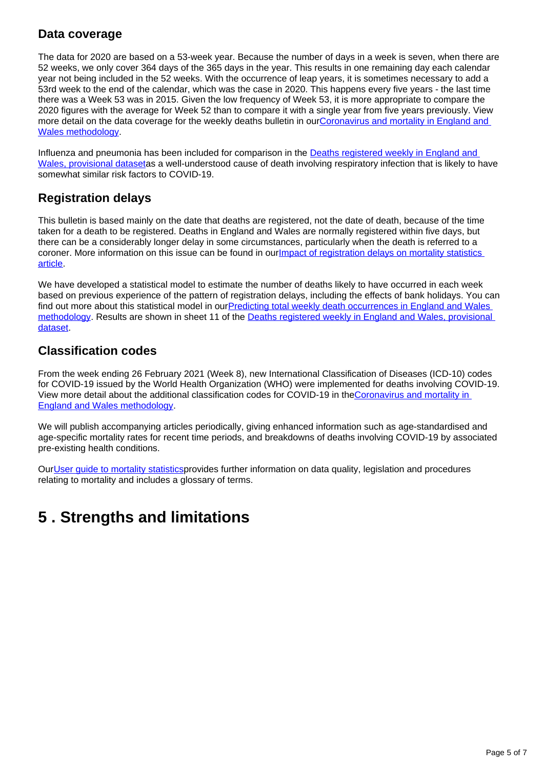### Data coverage

The data for 2020 are based on a 53-week year. Because the number of days in a week is seven, when there are 52 weeks, we only cover 364 days of the 365 days in the year. This results in one remaining day each calendar year not being included in the 52 weeks. With the occurrence of leap years, it is sometimes necessary to add a 53rd week to the end of the calendar, which was the case in 2020. This happens every five years - the last time there was a Week 53 was in 2015. Given the low frequency of Week 53, it is more appropriate to compare the 2020 figures with the average for Week 52 than to compare it with a single year from five years previously. View more detail on the data coverage for the weekly deaths bulletin in ourCoronavirus and mortality in England and Wales methodology.

Influenza and pneumonia has been included for comparison in the Deaths registered weekly in England and Wales, provisional datasetas a well-understood cause of death involving respiratory infection that is likely to have somewhat similar risk factors to COVID-19.

### Registration delays

This bulletin is based mainly on the date that deaths are registered, not the date of death, because of the time taken for a death to be registered. Deaths in England and Wales are normally registered within five days, but there can be a considerably longer delay in some circumstances, particularly when the death is referred to a coroner. More information on this issue can be found in ourImpact of registration delays on mortality statistics article.

We have developed a statistical model to estimate the number of deaths likely to have occurred in each week based on previous experience of the pattern of registration delays, including the effects of bank holidays. You can find out more about this statistical model in ourPredicting total weekly death occurrences in England and Wales methodology. Results are shown in sheet 11 of the Deaths registered weekly in England and Wales, provisional dataset.

### Classification codes

From the week ending 26 February 2021 (Week 8), new International Classification of Diseases (ICD-10) codes for COVID-19 issued by the World Health Organization (WHO) were implemented for deaths involving COVID-19. View more detail about the additional classification codes for COVID-19 in theCoronavirus and mortality in England and Wales methodology.

We will publish accompanying articles periodically, giving enhanced information such as age-standardised and age-specific mortality rates for recent time periods, and breakdowns of deaths involving COVID-19 by associated pre-existing health conditions.

OurUser guide to mortality statisticsprovides further information on data quality, legislation and procedures relating to mortality and includes a glossary of terms.

## 5 . Strengths and limitations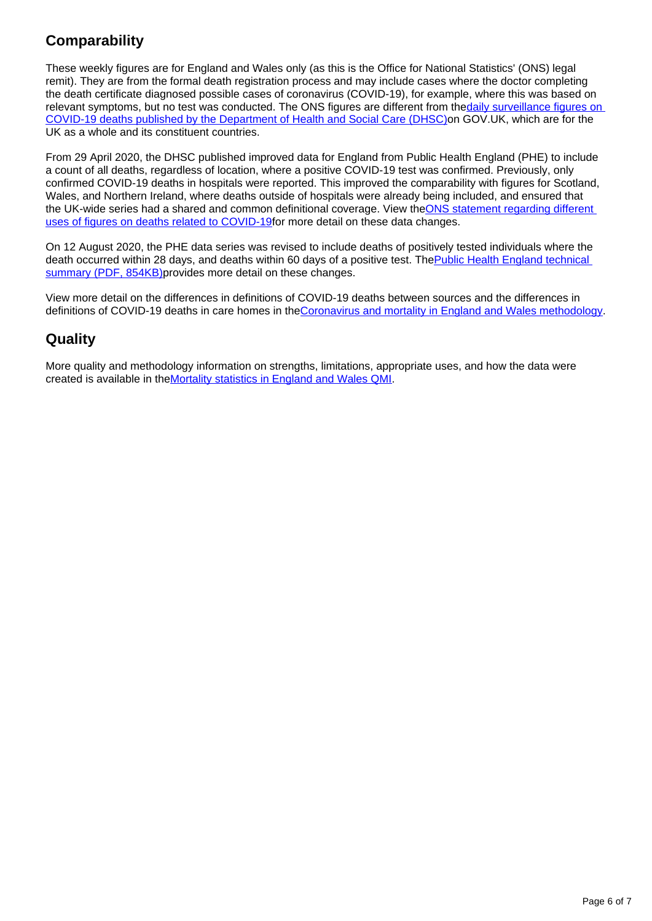## Comparability

These weekly figures are for England and Wales only (as this is the Office for National Statistics' (ONS) legal remit). They are from the formal death registration process and may include cases where the doctor completing the death certificate diagnosed possible cases of coronavirus (COVID-19), for example, where this was based on relevant symptoms, but no test was conducted. The ONS figures are different from the [daily surveillance figures on COVID-19 deaths published by the Department of Health and Social Care (DHSC)] on GOV.UK, which are for the UK as a whole and its constituent countries.

From 29 April 2020, the DHSC published improved data for England from Public Health England (PHE) to include a count of all deaths, regardless of location, where a positive COVID-19 test was confirmed. Previously, only confirmed COVID-19 deaths in hospitals were reported. This improved the comparability with figures for Scotland, Wales, and Northern Ireland, where deaths outside of hospitals were already being included, and ensured that the UK-wide series had a shared and common definitional coverage. View the [ONS statement regarding different uses of figures on deaths related to COVID-19] for more detail on these data changes.

On 12 August 2020, the PHE data series was revised to include deaths of positively tested individuals where the death occurred within 28 days, and deaths within 60 days of a positive test. The [Public Health England technical summary (PDF, 854KB)] provides more detail on these changes.

View more detail on the differences in definitions of COVID-19 deaths between sources and the differences in definitions of COVID-19 deaths in care homes in the [Coronavirus and mortality in England and Wales methodology].

## Quality

More quality and methodology information on strengths, limitations, appropriate uses, and how the data were created is available in the [Mortality statistics in England and Wales QMI].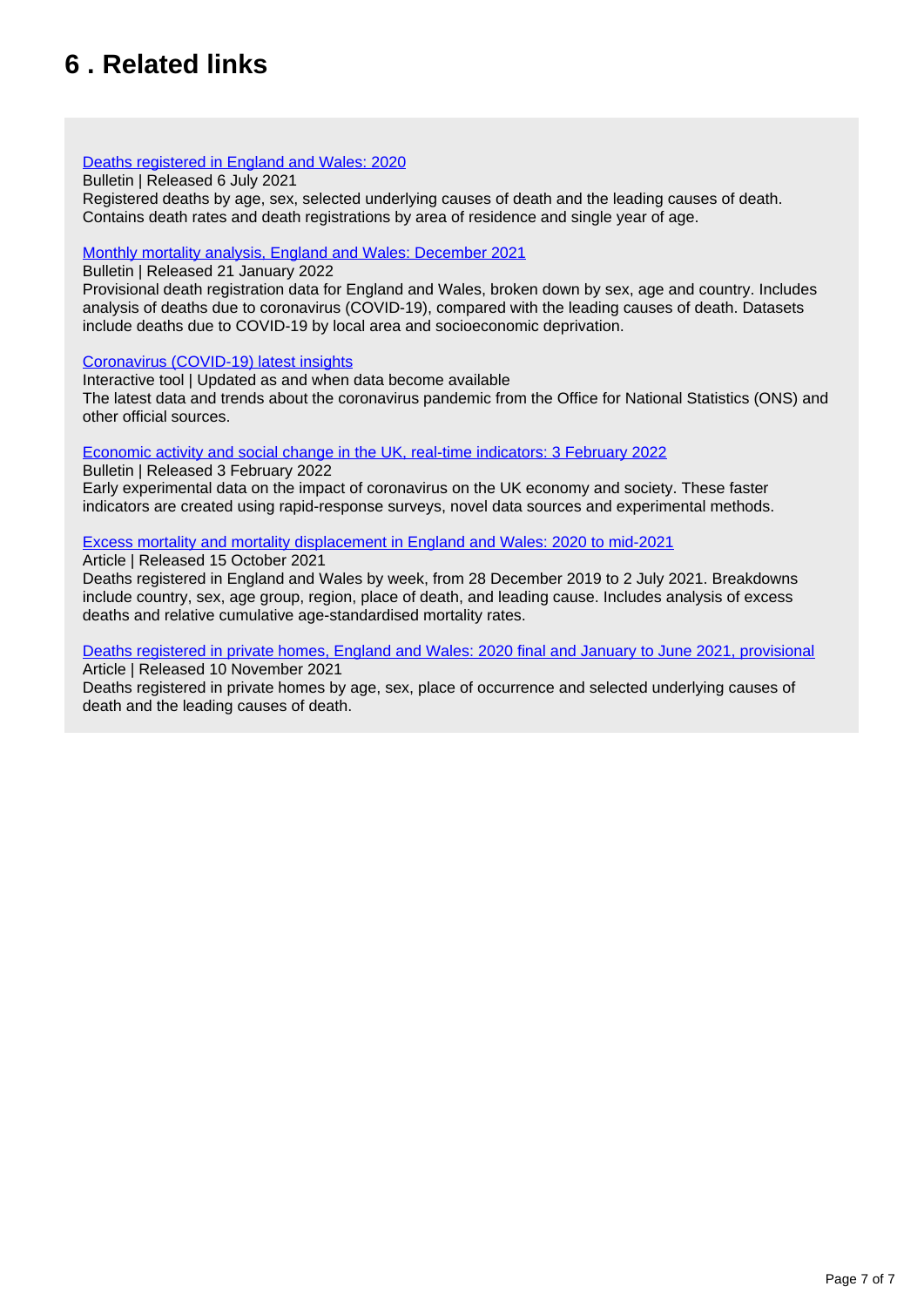## 6 . Related links

[Deaths registered in England and Wales: 2020]
Bulletin | Released 6 July 2021
Registered deaths by age, sex, selected underlying causes of death and the leading causes of death. Contains death rates and death registrations by area of residence and single year of age.

[Monthly mortality analysis, England and Wales: December 2021]
Bulletin | Released 21 January 2022
Provisional death registration data for England and Wales, broken down by sex, age and country. Includes analysis of deaths due to coronavirus (COVID-19), compared with the leading causes of death. Datasets include deaths due to COVID-19 by local area and socioeconomic deprivation.

[Coronavirus (COVID-19) latest insights]
Interactive tool | Updated as and when data become available
The latest data and trends about the coronavirus pandemic from the Office for National Statistics (ONS) and other official sources.

[Economic activity and social change in the UK, real-time indicators: 3 February 2022]
Bulletin | Released 3 February 2022
Early experimental data on the impact of coronavirus on the UK economy and society. These faster indicators are created using rapid-response surveys, novel data sources and experimental methods.

[Excess mortality and mortality displacement in England and Wales: 2020 to mid-2021]
Article | Released 15 October 2021
Deaths registered in England and Wales by week, from 28 December 2019 to 2 July 2021. Breakdowns include country, sex, age group, region, place of death, and leading cause. Includes analysis of excess deaths and relative cumulative age-standardised mortality rates.

[Deaths registered in private homes, England and Wales: 2020 final and January to June 2021, provisional]
Article | Released 10 November 2021
Deaths registered in private homes by age, sex, place of occurrence and selected underlying causes of death and the leading causes of death.